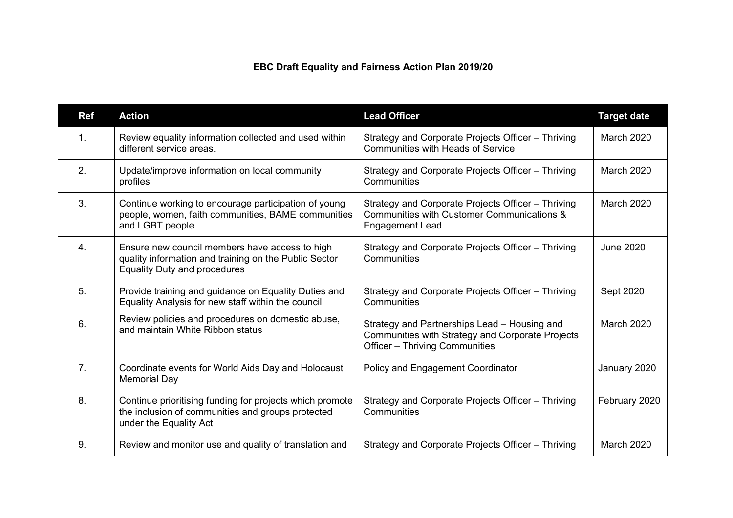# EBC Draft Equality and Fairness Action Plan 2019/20

| Ref | Action | Lead Officer | Target date |
|---|---|---|---|
| 1. | Review equality information collected and used within different service areas. | Strategy and Corporate Projects Officer – Thriving Communities with Heads of Service | March 2020 |
| 2. | Update/improve information on local community profiles | Strategy and Corporate Projects Officer – Thriving Communities | March 2020 |
| 3. | Continue working to encourage participation of young people, women, faith communities, BAME communities and LGBT people. | Strategy and Corporate Projects Officer – Thriving Communities with Customer Communications & Engagement Lead | March 2020 |
| 4. | Ensure new council members have access to high quality information and training on the Public Sector Equality Duty and procedures | Strategy and Corporate Projects Officer – Thriving Communities | June 2020 |
| 5. | Provide training and guidance on Equality Duties and Equality Analysis for new staff within the council | Strategy and Corporate Projects Officer – Thriving Communities | Sept 2020 |
| 6. | Review policies and procedures on domestic abuse, and maintain White Ribbon status | Strategy and Partnerships Lead – Housing and Communities with Strategy and Corporate Projects Officer – Thriving Communities | March 2020 |
| 7. | Coordinate events for World Aids Day and Holocaust Memorial Day | Policy and Engagement Coordinator | January 2020 |
| 8. | Continue prioritising funding for projects which promote the inclusion of communities and groups protected under the Equality Act | Strategy and Corporate Projects Officer – Thriving Communities | February 2020 |
| 9. | Review and monitor use and quality of translation and | Strategy and Corporate Projects Officer – Thriving | March 2020 |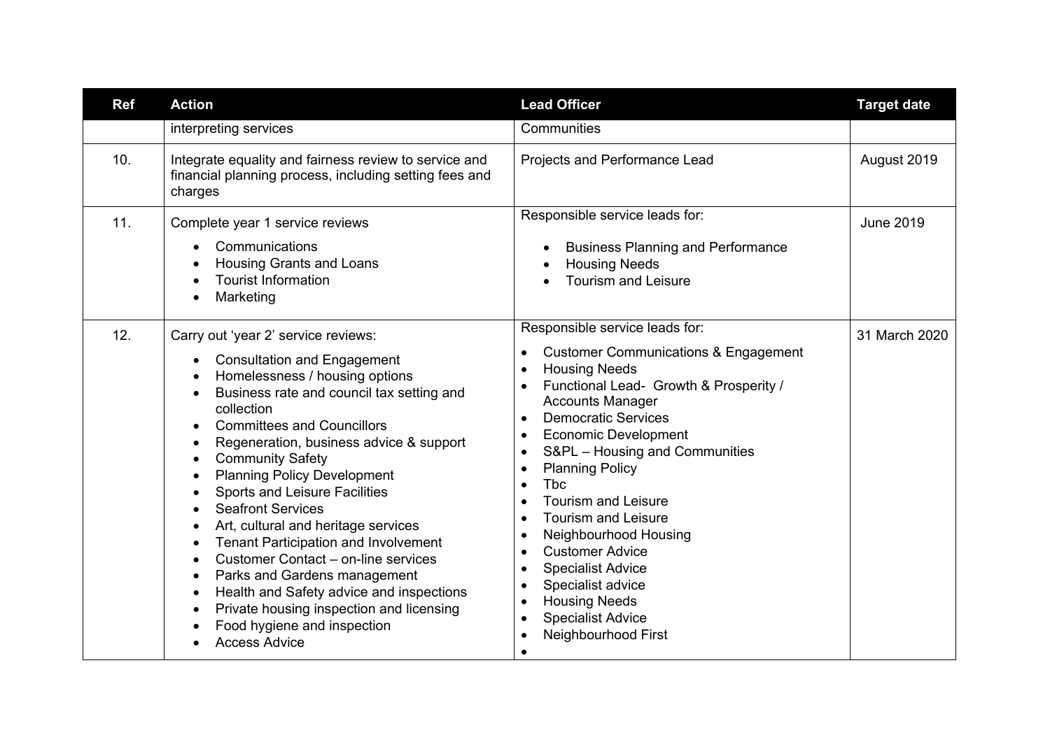| Ref | Action | Lead Officer | Target date |
|---|---|---|---|
| | interpreting services | Communities | |
| 10. | Integrate equality and fairness review to service and financial planning process, including setting fees and charges | Projects and Performance Lead | August 2019 |
| 11. | Complete year 1 service reviews<br>• Communications<br>• Housing Grants and Loans<br>• Tourist Information<br>• Marketing | Responsible service leads for:<br>• Business Planning and Performance<br>• Housing Needs<br>• Tourism and Leisure | June 2019 |
| 12. | Carry out 'year 2' service reviews:<br>• Consultation and Engagement<br>• Homelessness / housing options<br>• Business rate and council tax setting and collection<br>• Committees and Councillors<br>• Regeneration, business advice & support<br>• Community Safety<br>• Planning Policy Development<br>• Sports and Leisure Facilities<br>• Seafront Services<br>• Art, cultural and heritage services<br>• Tenant Participation and Involvement<br>• Customer Contact – on-line services<br>• Parks and Gardens management<br>• Health and Safety advice and inspections<br>• Private housing inspection and licensing<br>• Food hygiene and inspection<br>• Access Advice | Responsible service leads for:<br>• Customer Communications & Engagement<br>• Housing Needs<br>• Functional Lead- Growth & Prosperity / Accounts Manager<br>• Democratic Services<br>• Economic Development<br>• S&PL – Housing and Communities<br>• Planning Policy<br>• Tbc<br>• Tourism and Leisure<br>• Tourism and Leisure<br>• Neighbourhood Housing<br>• Customer Advice<br>• Specialist Advice<br>• Specialist advice<br>• Housing Needs<br>• Specialist Advice<br>• Neighbourhood First<br>• | 31 March 2020 |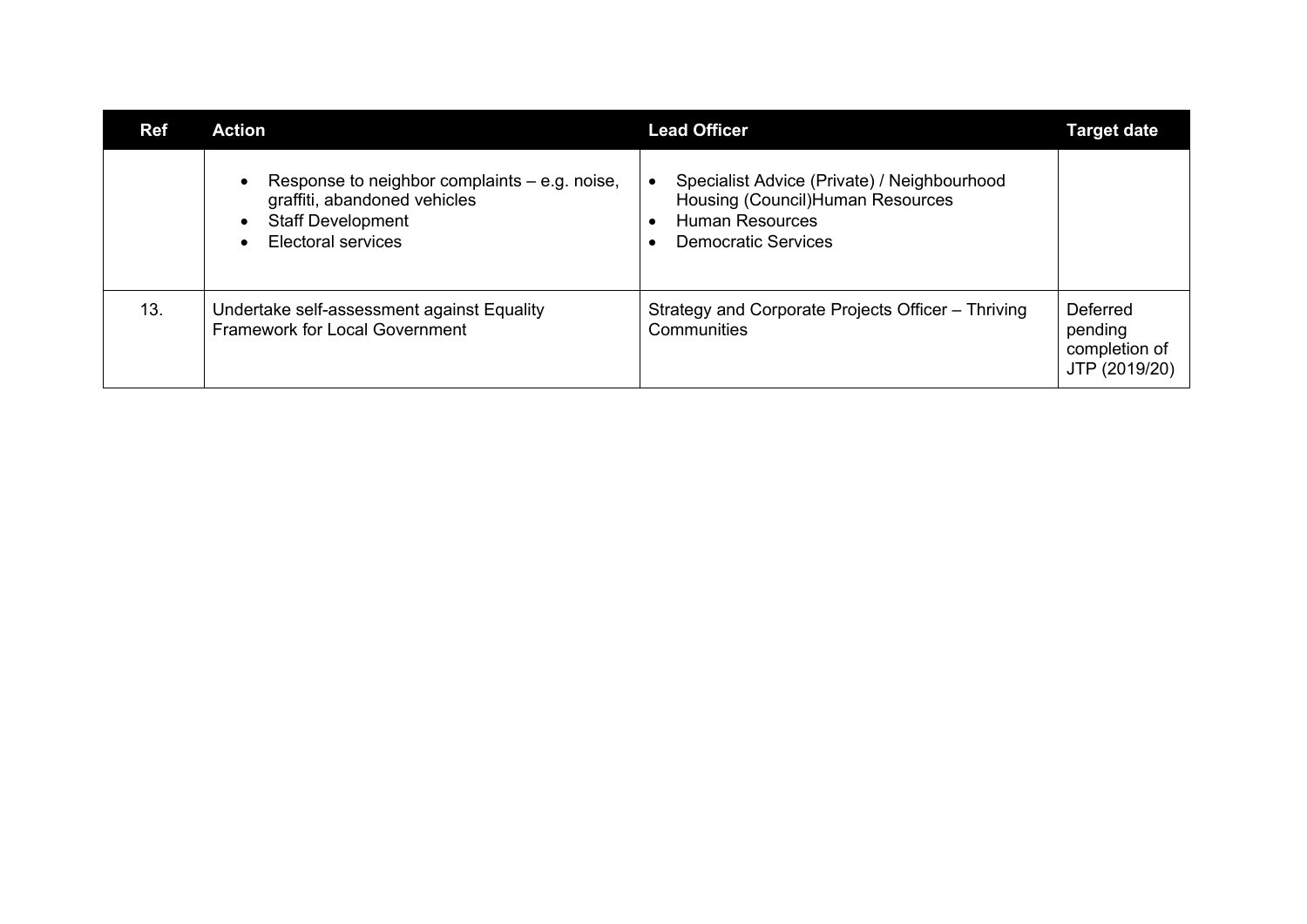| Ref | Action | Lead Officer | Target date |
|---|---|---|---|
| | • Response to neighbor complaints – e.g. noise, graffiti, abandoned vehicles<br>• Staff Development<br>• Electoral services | • Specialist Advice (Private) / Neighbourhood Housing (Council)Human Resources<br>• Human Resources<br>• Democratic Services | |
| 13. | Undertake self-assessment against Equality Framework for Local Government | Strategy and Corporate Projects Officer – Thriving Communities | Deferred pending completion of JTP (2019/20) |